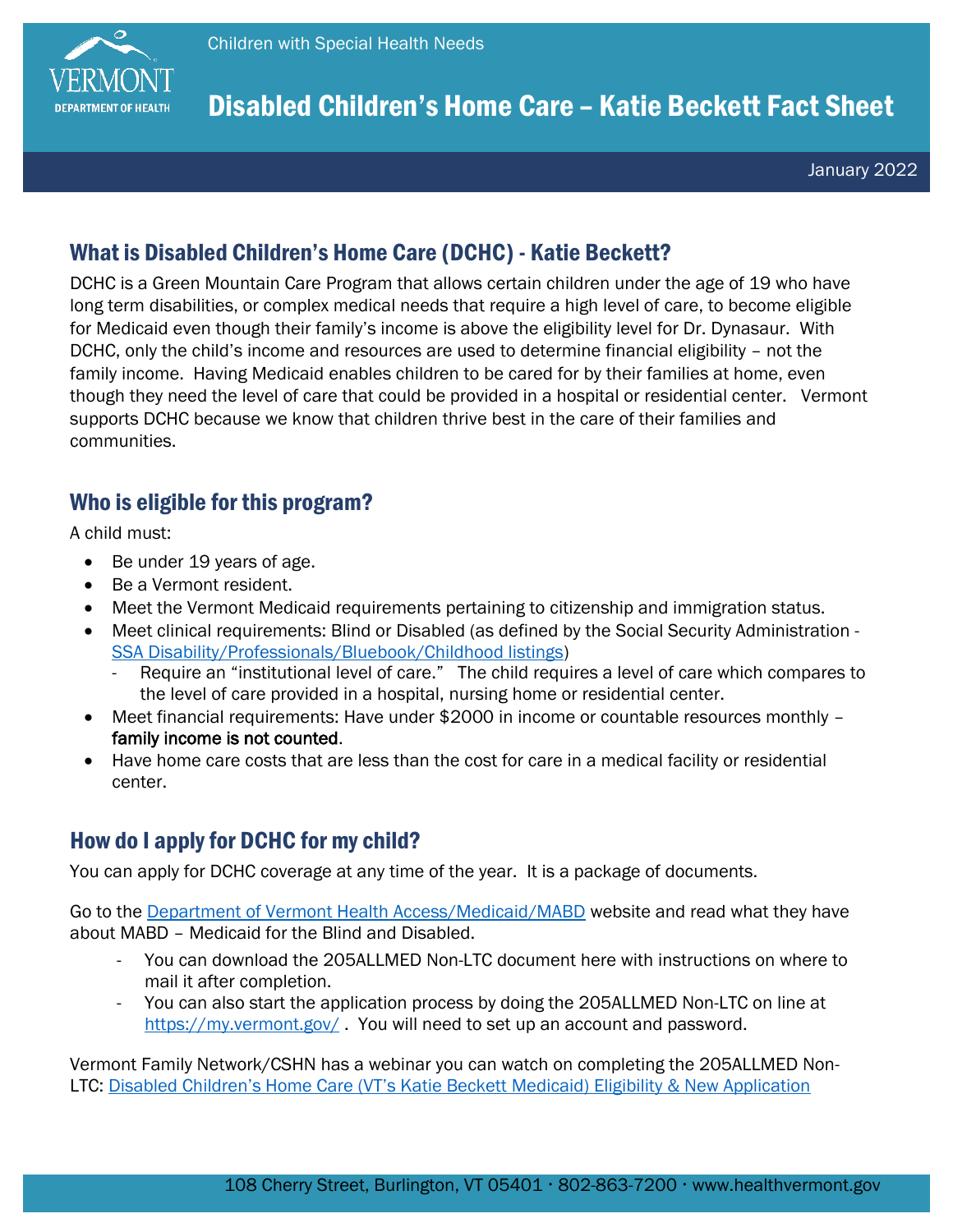Children with Special Health Needs

# Disabled Children's Home Care – Katie Beckett Fact Sheet

January 2022

## What is Disabled Children's Home Care (DCHC) - Katie Beckett?

DCHC is a Green Mountain Care Program that allows certain children under the age of 19 who have long term disabilities, or complex medical needs that require a high level of care, to become eligible for Medicaid even though their family's income is above the eligibility level for Dr. Dynasaur. With DCHC, only the child's income and resources are used to determine financial eligibility – not the family income. Having Medicaid enables children to be cared for by their families at home, even though they need the level of care that could be provided in a hospital or residential center. Vermont supports DCHC because we know that children thrive best in the care of their families and communities.

## Who is eligible for this program?

A child must:

- Be under 19 years of age.
- Be a Vermont resident.
- Meet the Vermont Medicaid requirements pertaining to citizenship and immigration status.
- Meet clinical requirements: Blind or Disabled (as defined by the Social Security Administration - SSA Disability/Professionals/Bluebook/Childhood listings)
  - Require an "institutional level of care." The child requires a level of care which compares to the level of care provided in a hospital, nursing home or residential center.
- Meet financial requirements: Have under $2000 in income or countable resources monthly – **family income is not counted**.
- Have home care costs that are less than the cost for care in a medical facility or residential center.

## How do I apply for DCHC for my child?

You can apply for DCHC coverage at any time of the year. It is a package of documents.

Go to the Department of Vermont Health Access/Medicaid/MABD website and read what they have about MABD – Medicaid for the Blind and Disabled.

- You can download the 205ALLMED Non-LTC document here with instructions on where to mail it after completion.
- You can also start the application process by doing the 205ALLMED Non-LTC on line at https://my.vermont.gov/ . You will need to set up an account and password.

Vermont Family Network/CSHN has a webinar you can watch on completing the 205ALLMED Non-LTC: Disabled Children's Home Care (VT's Katie Beckett Medicaid) Eligibility & New Application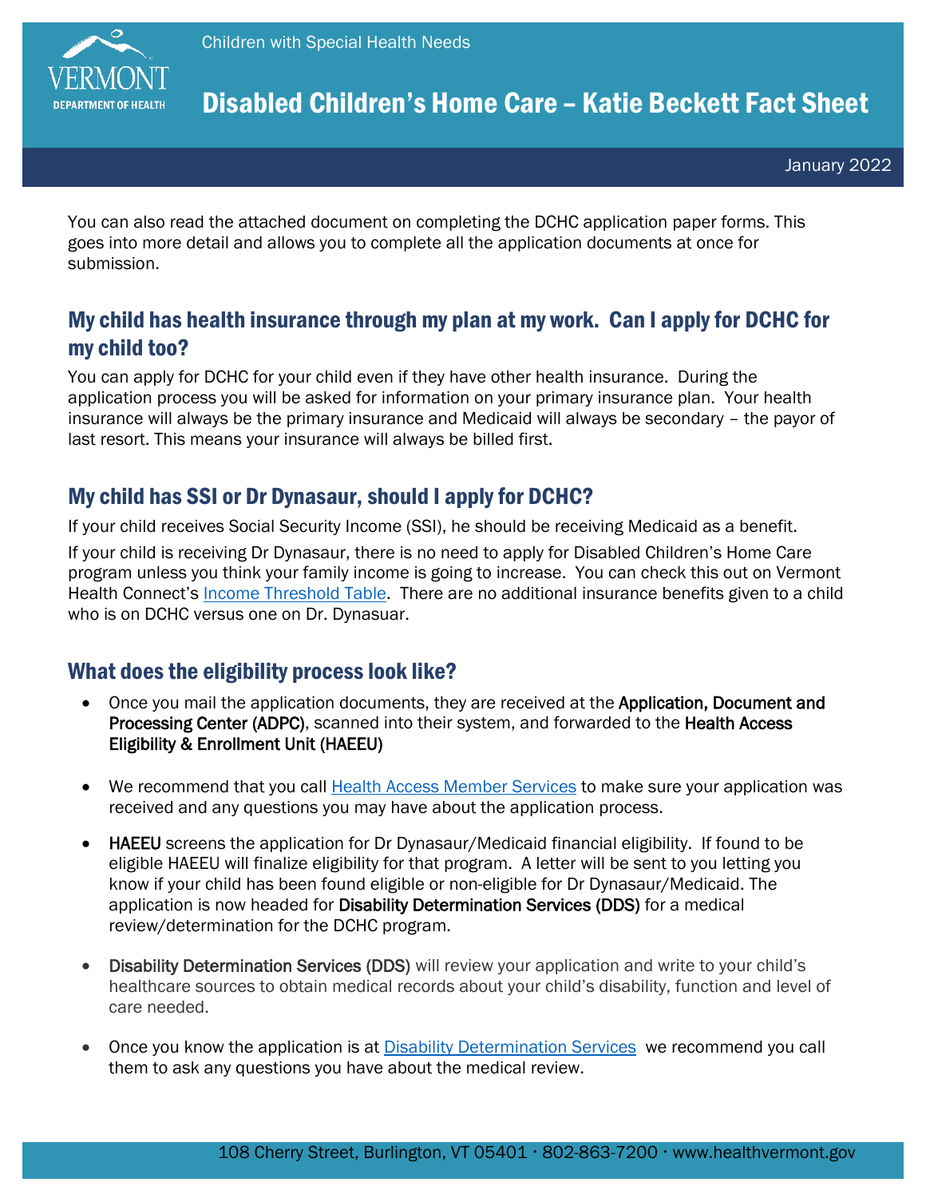You can also read the attached document on completing the DCHC application paper forms. This goes into more detail and allows you to complete all the application documents at once for submission.

## My child has health insurance through my plan at my work. Can I apply for DCHC for my child too?

You can apply for DCHC for your child even if they have other health insurance. During the application process you will be asked for information on your primary insurance plan. Your health insurance will always be the primary insurance and Medicaid will always be secondary – the payor of last resort. This means your insurance will always be billed first.

## My child has SSI or Dr Dynasaur, should I apply for DCHC?

If your child receives Social Security Income (SSI), he should be receiving Medicaid as a benefit.

If your child is receiving Dr Dynasaur, there is no need to apply for Disabled Children's Home Care program unless you think your family income is going to increase. You can check this out on Vermont Health Connect's Income Threshold Table. There are no additional insurance benefits given to a child who is on DCHC versus one on Dr. Dynasuar.

## What does the eligibility process look like?

- Once you mail the application documents, they are received at the **Application, Document and Processing Center (ADPC)**, scanned into their system, and forwarded to the **Health Access Eligibility & Enrollment Unit (HAEEU)**
- We recommend that you call Health Access Member Services to make sure your application was received and any questions you may have about the application process.
- **HAEEU** screens the application for Dr Dynasaur/Medicaid financial eligibility. If found to be eligible HAEEU will finalize eligibility for that program. A letter will be sent to you letting you know if your child has been found eligible or non-eligible for Dr Dynasaur/Medicaid. The application is now headed for **Disability Determination Services (DDS)** for a medical review/determination for the DCHC program.
- **Disability Determination Services (DDS)** will review your application and write to your child's healthcare sources to obtain medical records about your child's disability, function and level of care needed.
- Once you know the application is at Disability Determination Services we recommend you call them to ask any questions you have about the medical review.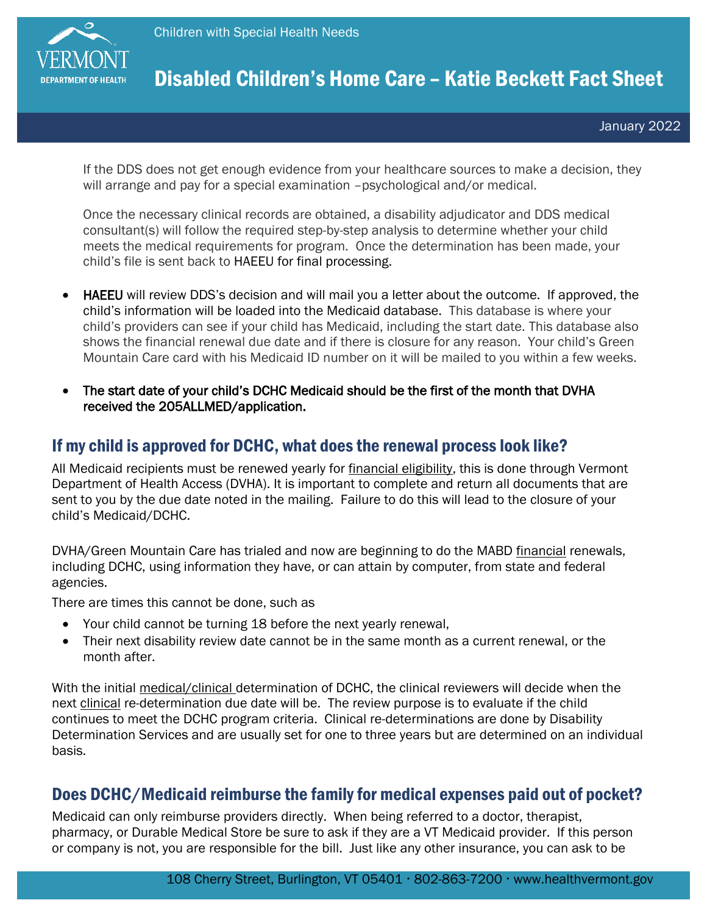If the DDS does not get enough evidence from your healthcare sources to make a decision, they will arrange and pay for a special examination –psychological and/or medical.

Once the necessary clinical records are obtained, a disability adjudicator and DDS medical consultant(s) will follow the required step-by-step analysis to determine whether your child meets the medical requirements for program. Once the determination has been made, your child's file is sent back to HAEEU for final processing.

- HAEEU will review DDS's decision and will mail you a letter about the outcome. If approved, the child's information will be loaded into the Medicaid database. This database is where your child's providers can see if your child has Medicaid, including the start date. This database also shows the financial renewal due date and if there is closure for any reason. Your child's Green Mountain Care card with his Medicaid ID number on it will be mailed to you within a few weeks.
- **The start date of your child's DCHC Medicaid should be the first of the month that DVHA received the 205ALLMED/application.**

## If my child is approved for DCHC, what does the renewal process look like?

All Medicaid recipients must be renewed yearly for financial eligibility, this is done through Vermont Department of Health Access (DVHA). It is important to complete and return all documents that are sent to you by the due date noted in the mailing. Failure to do this will lead to the closure of your child's Medicaid/DCHC.

DVHA/Green Mountain Care has trialed and now are beginning to do the MABD financial renewals, including DCHC, using information they have, or can attain by computer, from state and federal agencies.

There are times this cannot be done, such as

- Your child cannot be turning 18 before the next yearly renewal,
- Their next disability review date cannot be in the same month as a current renewal, or the month after.

With the initial medical/clinical determination of DCHC, the clinical reviewers will decide when the next clinical re-determination due date will be. The review purpose is to evaluate if the child continues to meet the DCHC program criteria. Clinical re-determinations are done by Disability Determination Services and are usually set for one to three years but are determined on an individual basis.

## Does DCHC/Medicaid reimburse the family for medical expenses paid out of pocket?

Medicaid can only reimburse providers directly. When being referred to a doctor, therapist, pharmacy, or Durable Medical Store be sure to ask if they are a VT Medicaid provider. If this person or company is not, you are responsible for the bill. Just like any other insurance, you can ask to be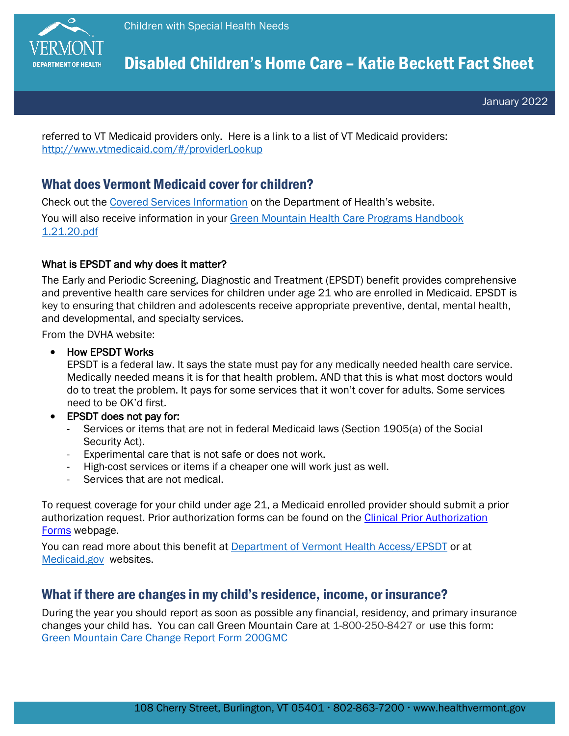referred to VT Medicaid providers only. Here is a link to a list of VT Medicaid providers: [http://www.vtmedicaid.com/#/providerLookup](http://www.vtmedicaid.com/#/providerLookup)

## What does Vermont Medicaid cover for children?

Check out the [Covered Services Information](#) on the Department of Health's website.

You will also receive information in your [Green Mountain Health Care Programs Handbook 1.21.20.pdf](#)

### What is EPSDT and why does it matter?

The Early and Periodic Screening, Diagnostic and Treatment (EPSDT) benefit provides comprehensive and preventive health care services for children under age 21 who are enrolled in Medicaid. EPSDT is key to ensuring that children and adolescents receive appropriate preventive, dental, mental health, and developmental, and specialty services.

From the DVHA website:

- How EPSDT Works
  EPSDT is a federal law. It says the state must pay for any medically needed health care service. Medically needed means it is for that health problem. AND that this is what most doctors would do to treat the problem. It pays for some services that it won't cover for adults. Some services need to be OK'd first.
- EPSDT does not pay for:
  - Services or items that are not in federal Medicaid laws (Section 1905(a) of the Social Security Act).
  - Experimental care that is not safe or does not work.
  - High-cost services or items if a cheaper one will work just as well.
  - Services that are not medical.

To request coverage for your child under age 21, a Medicaid enrolled provider should submit a prior authorization request. Prior authorization forms can be found on the [Clinical Prior Authorization Forms](#) webpage.

You can read more about this benefit at [Department of Vermont Health Access/EPSDT](#) or at [Medicaid.gov](#) websites.

## What if there are changes in my child's residence, income, or insurance?

During the year you should report as soon as possible any financial, residency, and primary insurance changes your child has. You can call Green Mountain Care at 1-800-250-8427 or use this form: [Green Mountain Care Change Report Form 200GMC](#)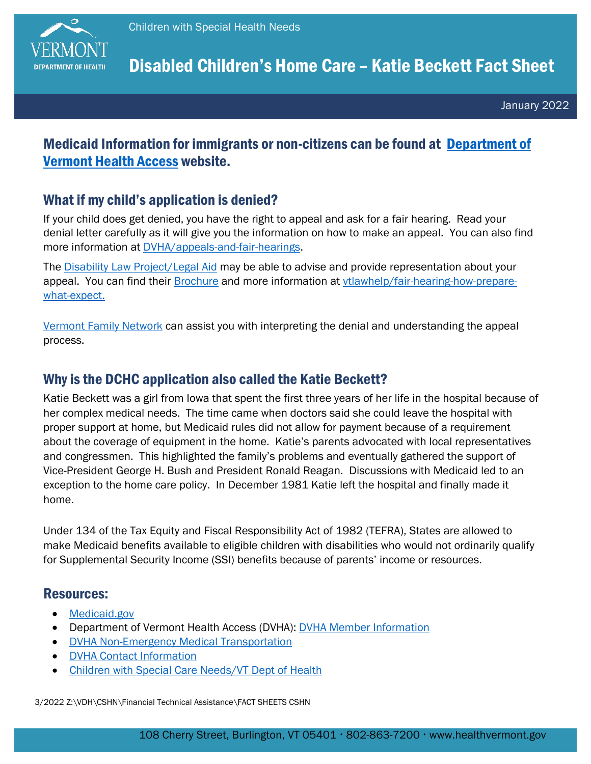Medicaid Information for immigrants or non-citizens can be found at [Department of Vermont Health Access](#) website.

## What if my child's application is denied?

If your child does get denied, you have the right to appeal and ask for a fair hearing. Read your denial letter carefully as it will give you the information on how to make an appeal. You can also find more information at DVHA/appeals-and-fair-hearings.

The Disability Law Project/Legal Aid may be able to advise and provide representation about your appeal. You can find their Brochure and more information at vtlawhelp/fair-hearing-how-prepare-what-expect.

Vermont Family Network can assist you with interpreting the denial and understanding the appeal process.

## Why is the DCHC application also called the Katie Beckett?

Katie Beckett was a girl from Iowa that spent the first three years of her life in the hospital because of her complex medical needs. The time came when doctors said she could leave the hospital with proper support at home, but Medicaid rules did not allow for payment because of a requirement about the coverage of equipment in the home. Katie's parents advocated with local representatives and congressmen. This highlighted the family's problems and eventually gathered the support of Vice-President George H. Bush and President Ronald Reagan. Discussions with Medicaid led to an exception to the home care policy. In December 1981 Katie left the hospital and finally made it home.

Under 134 of the Tax Equity and Fiscal Responsibility Act of 1982 (TEFRA), States are allowed to make Medicaid benefits available to eligible children with disabilities who would not ordinarily qualify for Supplemental Security Income (SSI) benefits because of parents' income or resources.

## Resources:

- Medicaid.gov
- Department of Vermont Health Access (DVHA): DVHA Member Information
- DVHA Non-Emergency Medical Transportation
- DVHA Contact Information
- Children with Special Care Needs/VT Dept of Health

3/2022 Z:\VDH\CSHN\Financial Technical Assistance\FACT SHEETS CSHN